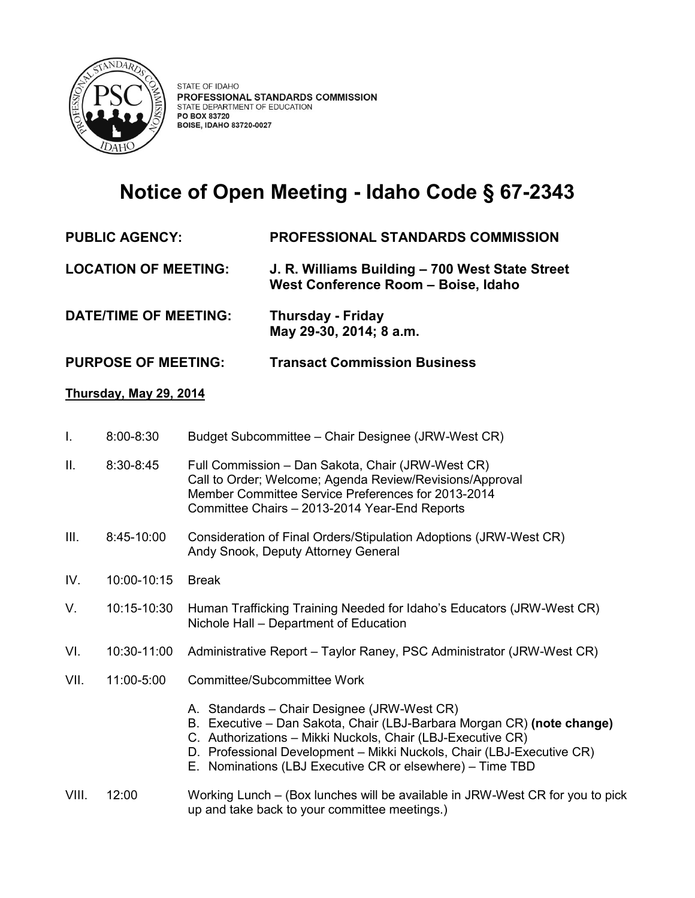STATE OF IDAHO
**PROFESSIONAL STANDARDS COMMISSION**
STATE DEPARTMENT OF EDUCATION
**PO BOX 83720**
**BOISE, IDAHO 83720-0027**

# Notice of Open Meeting - Idaho Code § 67-2343

**PUBLIC AGENCY:** **PROFESSIONAL STANDARDS COMMISSION**

**LOCATION OF MEETING:** **J. R. Williams Building – 700 West State Street West Conference Room – Boise, Idaho**

**DATE/TIME OF MEETING:** **Thursday - Friday May 29-30, 2014; 8 a.m.**

**PURPOSE OF MEETING:** **Transact Commission Business**

**Thursday, May 29, 2014**

I. 8:00-8:30 Budget Subcommittee – Chair Designee (JRW-West CR)

II. 8:30-8:45 Full Commission – Dan Sakota, Chair (JRW-West CR)
Call to Order; Welcome; Agenda Review/Revisions/Approval
Member Committee Service Preferences for 2013-2014
Committee Chairs – 2013-2014 Year-End Reports

III. 8:45-10:00 Consideration of Final Orders/Stipulation Adoptions (JRW-West CR)
Andy Snook, Deputy Attorney General

IV. 10:00-10:15 Break

V. 10:15-10:30 Human Trafficking Training Needed for Idaho's Educators (JRW-West CR)
Nichole Hall – Department of Education

VI. 10:30-11:00 Administrative Report – Taylor Raney, PSC Administrator (JRW-West CR)

VII. 11:00-5:00 Committee/Subcommittee Work

A. Standards – Chair Designee (JRW-West CR)
B. Executive – Dan Sakota, Chair (LBJ-Barbara Morgan CR) **(note change)**
C. Authorizations – Mikki Nuckols, Chair (LBJ-Executive CR)
D. Professional Development – Mikki Nuckols, Chair (LBJ-Executive CR)
E. Nominations (LBJ Executive CR or elsewhere) – Time TBD

VIII. 12:00 Working Lunch – (Box lunches will be available in JRW-West CR for you to pick up and take back to your committee meetings.)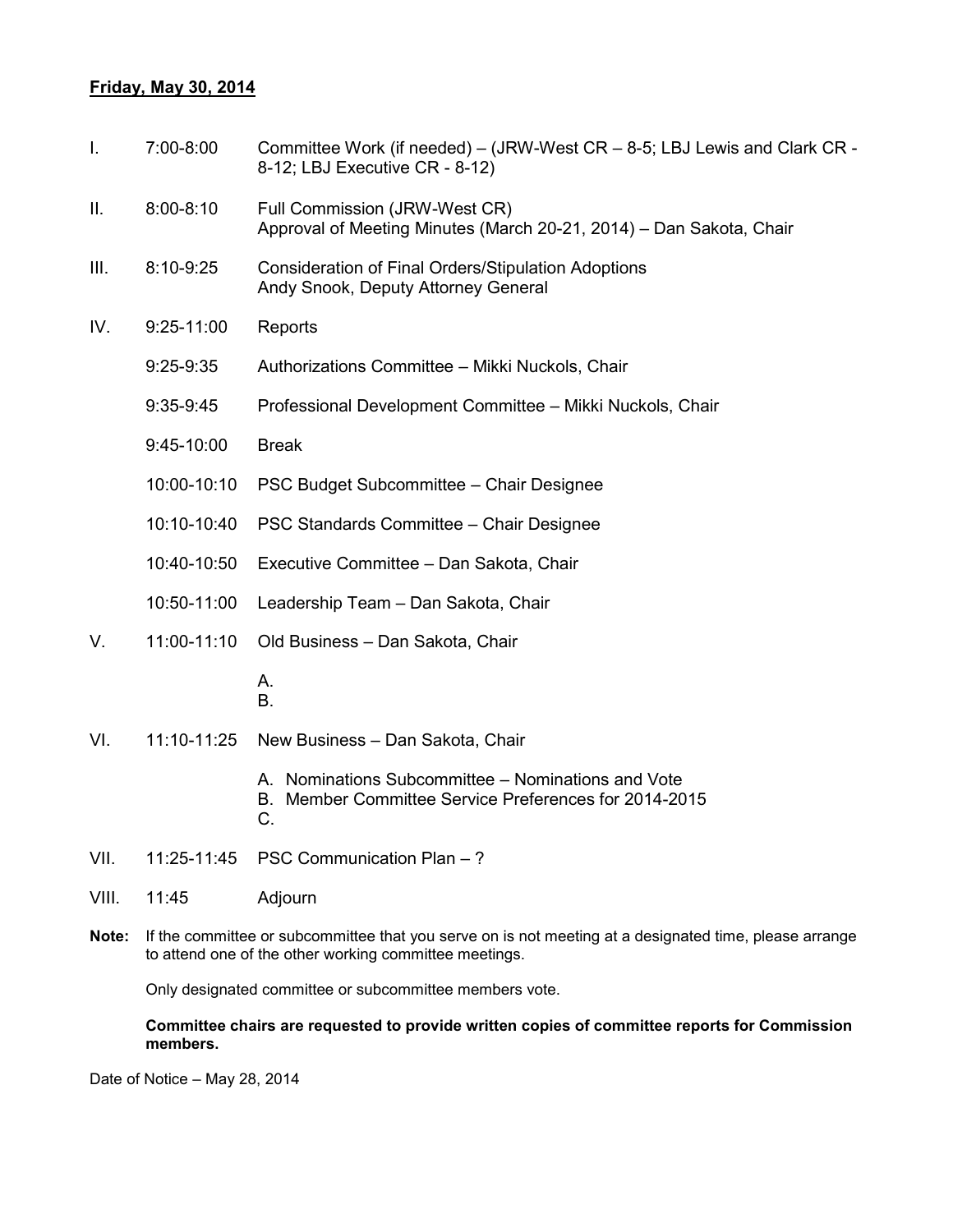**Friday, May 30, 2014**

| | | |
|---|---|---|
| I. | 7:00-8:00 | Committee Work (if needed) – (JRW-West CR – 8-5; LBJ Lewis and Clark CR - 8-12; LBJ Executive CR - 8-12) |
| II. | 8:00-8:10 | Full Commission (JRW-West CR)<br>Approval of Meeting Minutes (March 20-21, 2014) – Dan Sakota, Chair |
| III. | 8:10-9:25 | Consideration of Final Orders/Stipulation Adoptions<br>Andy Snook, Deputy Attorney General |
| IV. | 9:25-11:00 | Reports |
| | 9:25-9:35 | Authorizations Committee – Mikki Nuckols, Chair |
| | 9:35-9:45 | Professional Development Committee – Mikki Nuckols, Chair |
| | 9:45-10:00 | Break |
| | 10:00-10:10 | PSC Budget Subcommittee – Chair Designee |
| | 10:10-10:40 | PSC Standards Committee – Chair Designee |
| | 10:40-10:50 | Executive Committee – Dan Sakota, Chair |
| | 10:50-11:00 | Leadership Team – Dan Sakota, Chair |
| V. | 11:00-11:10 | Old Business – Dan Sakota, Chair<br>A.<br>B. |
| VI. | 11:10-11:25 | New Business – Dan Sakota, Chair<br>A. Nominations Subcommittee – Nominations and Vote<br>B. Member Committee Service Preferences for 2014-2015<br>C. |
| VII. | 11:25-11:45 | PSC Communication Plan – ? |
| VIII. | 11:45 | Adjourn |

**Note:** If the committee or subcommittee that you serve on is not meeting at a designated time, please arrange to attend one of the other working committee meetings.

Only designated committee or subcommittee members vote.

**Committee chairs are requested to provide written copies of committee reports for Commission members.**

Date of Notice – May 28, 2014